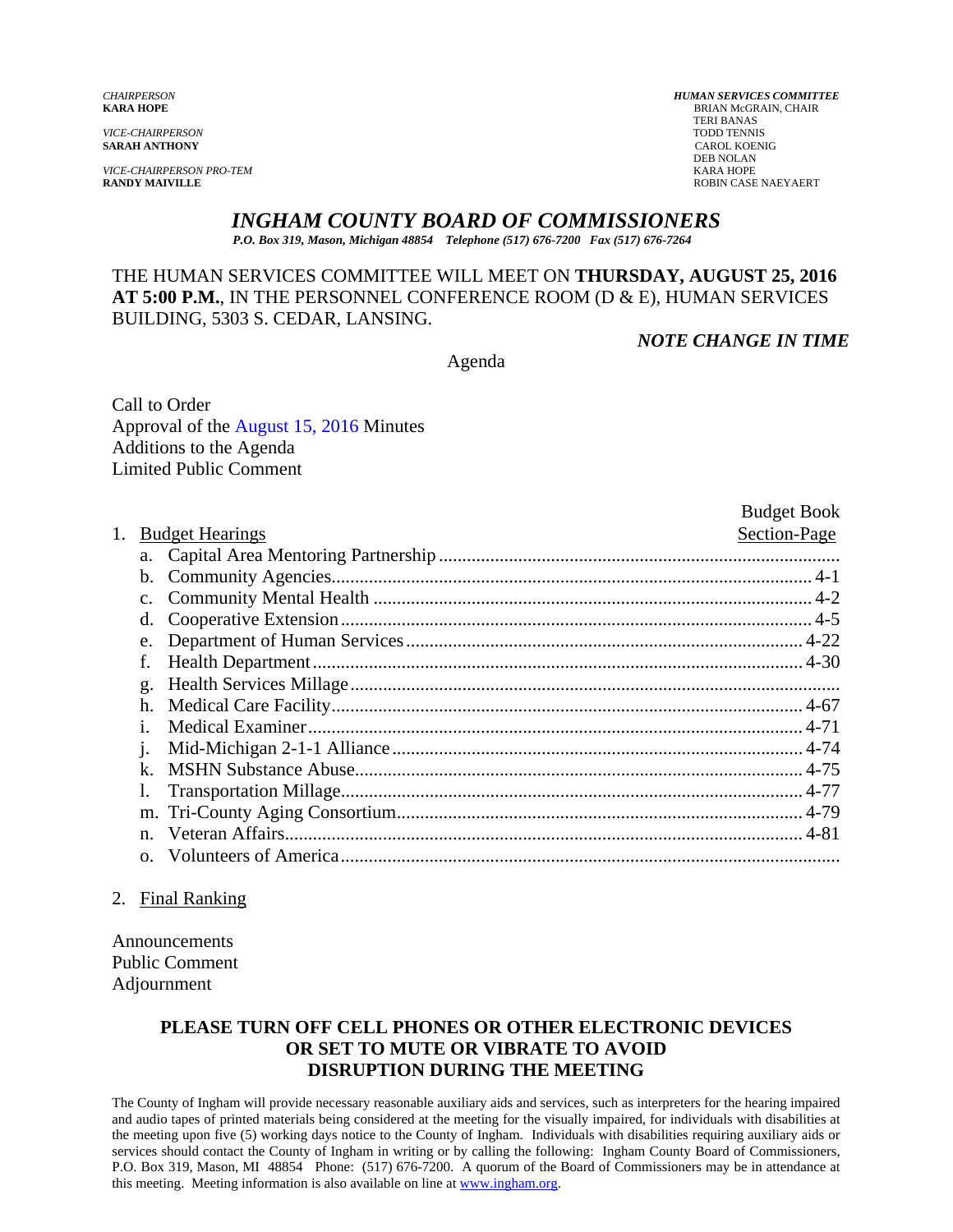*CHAIRPERSON*
**KARA HOPE**

*VICE-CHAIRPERSON*
**SARAH ANTHONY**

*VICE-CHAIRPERSON PRO-TEM*
**RANDY MAIVILLE**

***HUMAN SERVICES COMMITTEE***
BRIAN McGRAIN, CHAIR
TERI BANAS
TODD TENNIS
CAROL KOENIG
DEB NOLAN
KARA HOPE
ROBIN CASE NAEYAERT

# *INGHAM COUNTY BOARD OF COMMISSIONERS*

***P.O. Box 319, Mason, Michigan 48854 Telephone (517) 676-7200 Fax (517) 676-7264***

THE HUMAN SERVICES COMMITTEE WILL MEET ON **THURSDAY, AUGUST 25, 2016 AT 5:00 P.M.**, IN THE PERSONNEL CONFERENCE ROOM (D & E), HUMAN SERVICES BUILDING, 5303 S. CEDAR, LANSING.

***NOTE CHANGE IN TIME***

Agenda

Call to Order
Approval of the August 15, 2016 Minutes
Additions to the Agenda
Limited Public Comment

| | Budget Book Section-Page |
|---|---|
| 1. Budget Hearings | |
| a. Capital Area Mentoring Partnership | |
| b. Community Agencies | 4-1 |
| c. Community Mental Health | 4-2 |
| d. Cooperative Extension | 4-5 |
| e. Department of Human Services | 4-22 |
| f. Health Department | 4-30 |
| g. Health Services Millage | |
| h. Medical Care Facility | 4-67 |
| i. Medical Examiner | 4-71 |
| j. Mid-Michigan 2-1-1 Alliance | 4-74 |
| k. MSHN Substance Abuse | 4-75 |
| l. Transportation Millage | 4-77 |
| m. Tri-County Aging Consortium | 4-79 |
| n. Veteran Affairs | 4-81 |
| o. Volunteers of America | |

2. Final Ranking

Announcements
Public Comment
Adjournment

**PLEASE TURN OFF CELL PHONES OR OTHER ELECTRONIC DEVICES OR SET TO MUTE OR VIBRATE TO AVOID DISRUPTION DURING THE MEETING**

The County of Ingham will provide necessary reasonable auxiliary aids and services, such as interpreters for the hearing impaired and audio tapes of printed materials being considered at the meeting for the visually impaired, for individuals with disabilities at the meeting upon five (5) working days notice to the County of Ingham. Individuals with disabilities requiring auxiliary aids or services should contact the County of Ingham in writing or by calling the following: Ingham County Board of Commissioners, P.O. Box 319, Mason, MI 48854 Phone: (517) 676-7200. A quorum of the Board of Commissioners may be in attendance at this meeting. Meeting information is also available on line at www.ingham.org.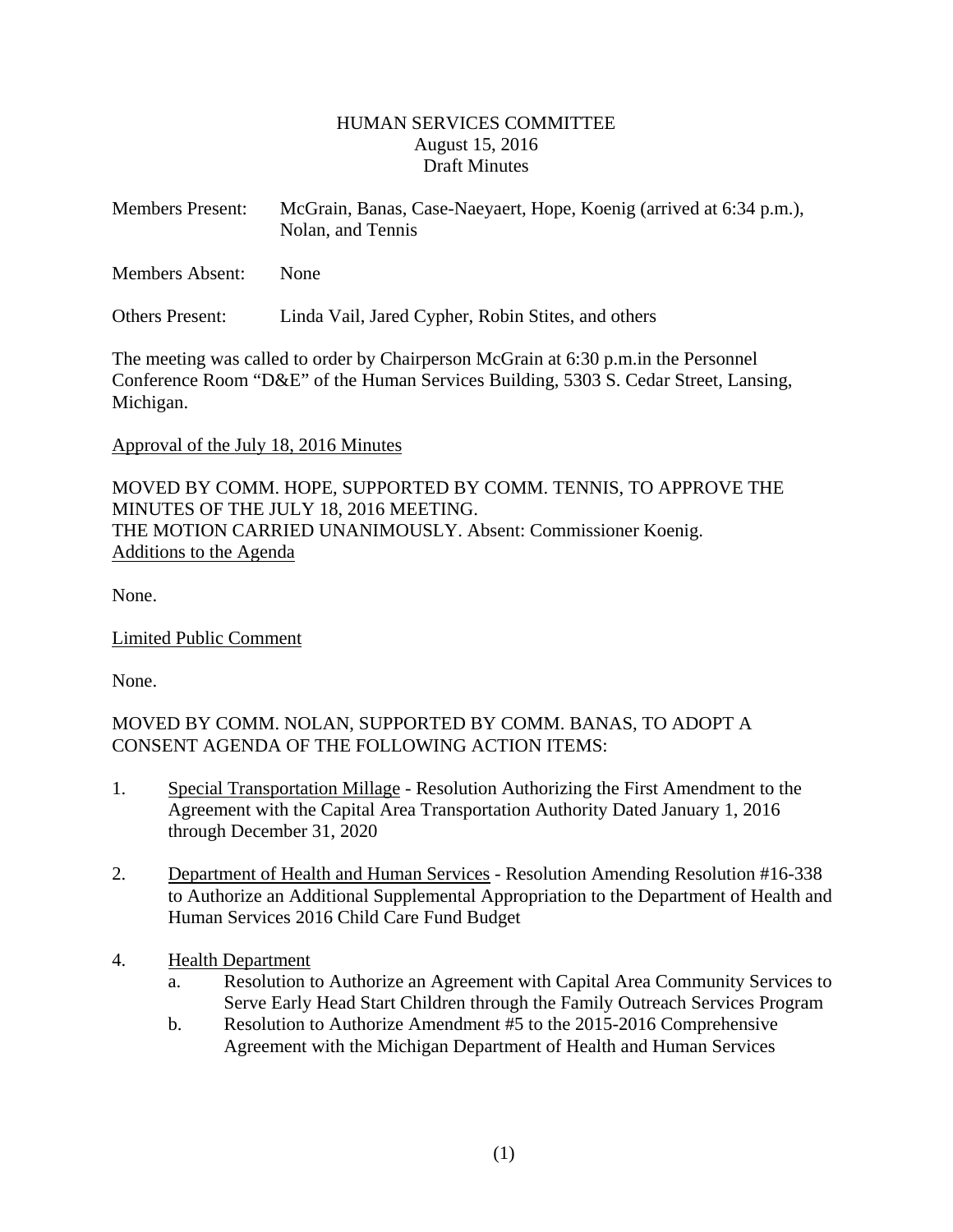# HUMAN SERVICES COMMITTEE
August 15, 2016
Draft Minutes

Members Present: McGrain, Banas, Case-Naeyaert, Hope, Koenig (arrived at 6:34 p.m.), Nolan, and Tennis

Members Absent: None

Others Present: Linda Vail, Jared Cypher, Robin Stites, and others

The meeting was called to order by Chairperson McGrain at 6:30 p.m.in the Personnel Conference Room "D&E" of the Human Services Building, 5303 S. Cedar Street, Lansing, Michigan.

Approval of the July 18, 2016 Minutes

MOVED BY COMM. HOPE, SUPPORTED BY COMM. TENNIS, TO APPROVE THE MINUTES OF THE JULY 18, 2016 MEETING.
THE MOTION CARRIED UNANIMOUSLY. Absent: Commissioner Koenig.

Additions to the Agenda

None.

Limited Public Comment

None.

MOVED BY COMM. NOLAN, SUPPORTED BY COMM. BANAS, TO ADOPT A CONSENT AGENDA OF THE FOLLOWING ACTION ITEMS:

1. Special Transportation Millage - Resolution Authorizing the First Amendment to the Agreement with the Capital Area Transportation Authority Dated January 1, 2016 through December 31, 2020

2. Department of Health and Human Services - Resolution Amending Resolution #16-338 to Authorize an Additional Supplemental Appropriation to the Department of Health and Human Services 2016 Child Care Fund Budget

4. Health Department
   a. Resolution to Authorize an Agreement with Capital Area Community Services to Serve Early Head Start Children through the Family Outreach Services Program
   b. Resolution to Authorize Amendment #5 to the 2015-2016 Comprehensive Agreement with the Michigan Department of Health and Human Services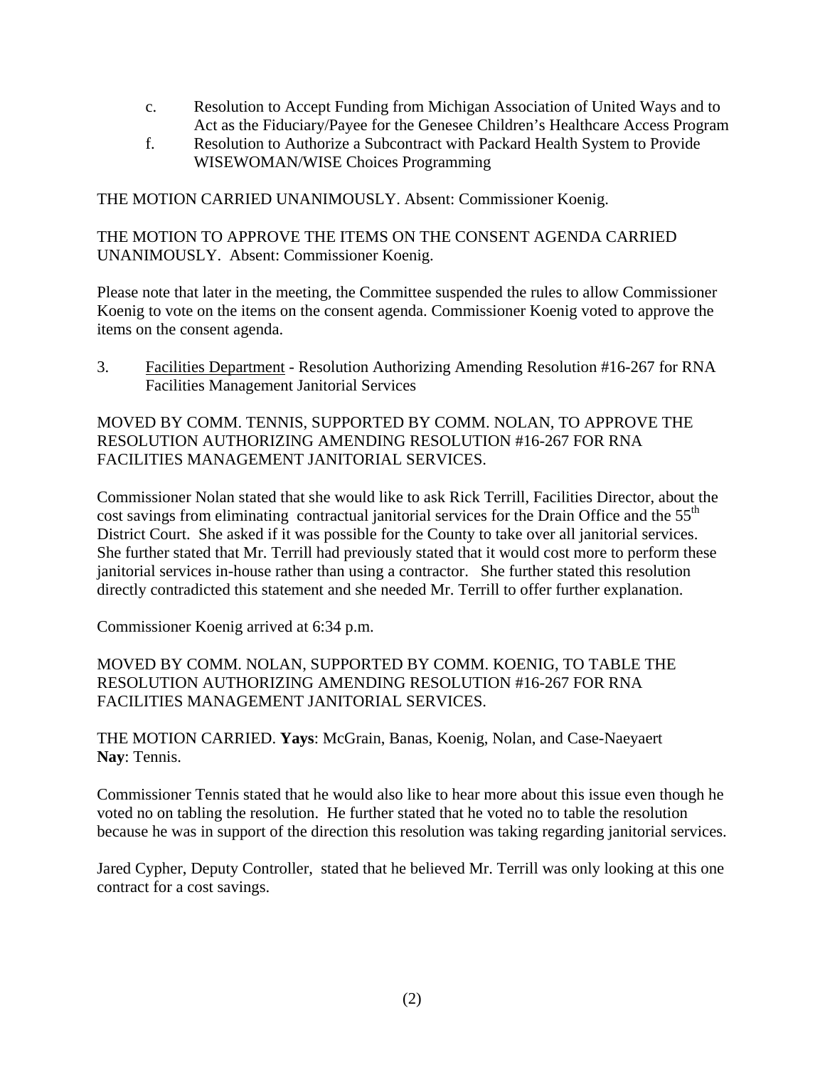c. Resolution to Accept Funding from Michigan Association of United Ways and to Act as the Fiduciary/Payee for the Genesee Children's Healthcare Access Program

f. Resolution to Authorize a Subcontract with Packard Health System to Provide WISEWOMAN/WISE Choices Programming

THE MOTION CARRIED UNANIMOUSLY. Absent: Commissioner Koenig.

THE MOTION TO APPROVE THE ITEMS ON THE CONSENT AGENDA CARRIED UNANIMOUSLY. Absent: Commissioner Koenig.

Please note that later in the meeting, the Committee suspended the rules to allow Commissioner Koenig to vote on the items on the consent agenda. Commissioner Koenig voted to approve the items on the consent agenda.

3. Facilities Department - Resolution Authorizing Amending Resolution #16-267 for RNA Facilities Management Janitorial Services

MOVED BY COMM. TENNIS, SUPPORTED BY COMM. NOLAN, TO APPROVE THE RESOLUTION AUTHORIZING AMENDING RESOLUTION #16-267 FOR RNA FACILITIES MANAGEMENT JANITORIAL SERVICES.

Commissioner Nolan stated that she would like to ask Rick Terrill, Facilities Director, about the cost savings from eliminating contractual janitorial services for the Drain Office and the 55th District Court. She asked if it was possible for the County to take over all janitorial services. She further stated that Mr. Terrill had previously stated that it would cost more to perform these janitorial services in-house rather than using a contractor. She further stated this resolution directly contradicted this statement and she needed Mr. Terrill to offer further explanation.

Commissioner Koenig arrived at 6:34 p.m.

MOVED BY COMM. NOLAN, SUPPORTED BY COMM. KOENIG, TO TABLE THE RESOLUTION AUTHORIZING AMENDING RESOLUTION #16-267 FOR RNA FACILITIES MANAGEMENT JANITORIAL SERVICES.

THE MOTION CARRIED. **Yays**: McGrain, Banas, Koenig, Nolan, and Case-Naeyaert
**Nay**: Tennis.

Commissioner Tennis stated that he would also like to hear more about this issue even though he voted no on tabling the resolution. He further stated that he voted no to table the resolution because he was in support of the direction this resolution was taking regarding janitorial services.

Jared Cypher, Deputy Controller, stated that he believed Mr. Terrill was only looking at this one contract for a cost savings.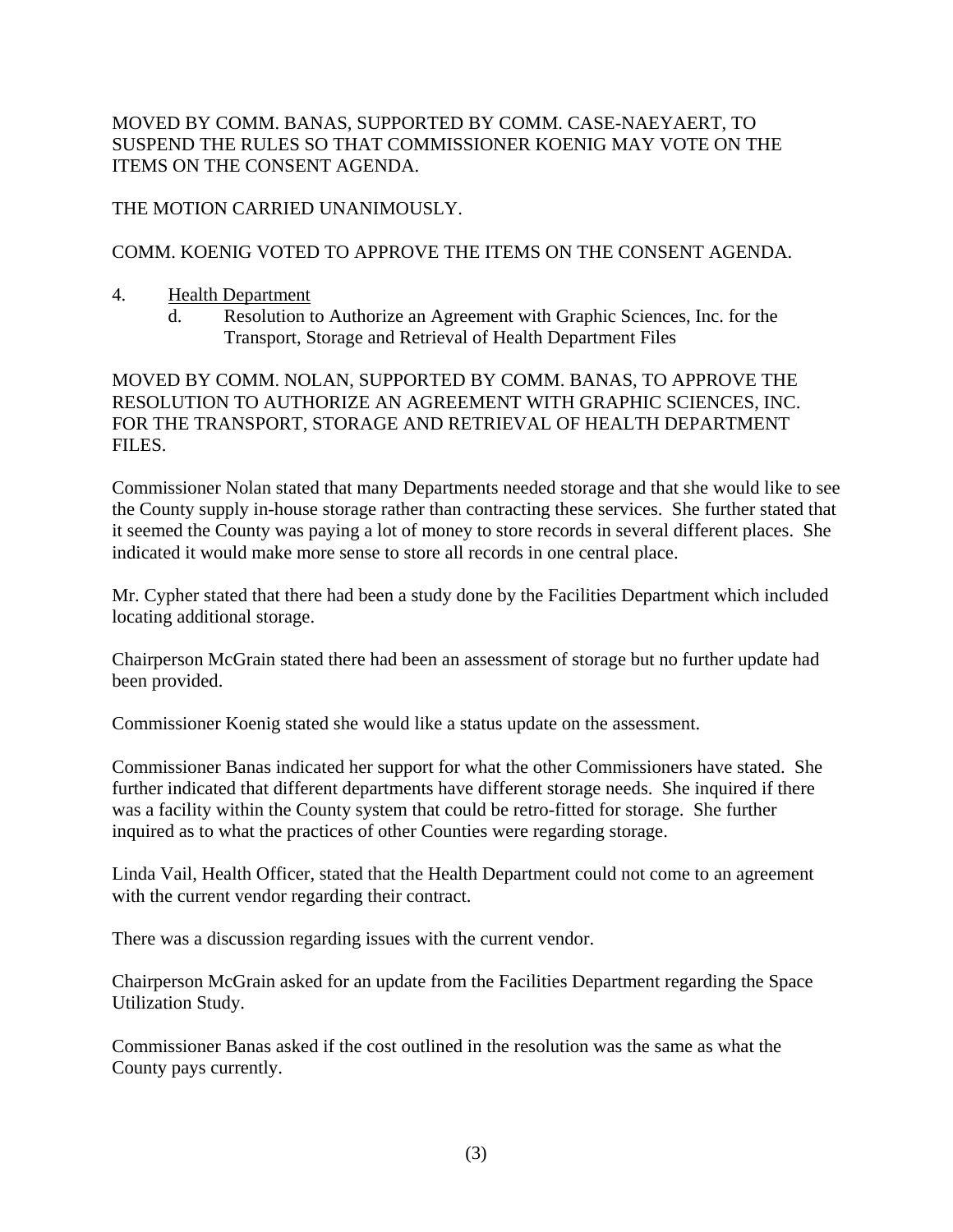MOVED BY COMM. BANAS, SUPPORTED BY COMM. CASE-NAEYAERT, TO SUSPEND THE RULES SO THAT COMMISSIONER KOENIG MAY VOTE ON THE ITEMS ON THE CONSENT AGENDA.

THE MOTION CARRIED UNANIMOUSLY.

COMM. KOENIG VOTED TO APPROVE THE ITEMS ON THE CONSENT AGENDA.

4. Health Department
   d. Resolution to Authorize an Agreement with Graphic Sciences, Inc. for the Transport, Storage and Retrieval of Health Department Files

MOVED BY COMM. NOLAN, SUPPORTED BY COMM. BANAS, TO APPROVE THE RESOLUTION TO AUTHORIZE AN AGREEMENT WITH GRAPHIC SCIENCES, INC. FOR THE TRANSPORT, STORAGE AND RETRIEVAL OF HEALTH DEPARTMENT FILES.

Commissioner Nolan stated that many Departments needed storage and that she would like to see the County supply in-house storage rather than contracting these services. She further stated that it seemed the County was paying a lot of money to store records in several different places. She indicated it would make more sense to store all records in one central place.

Mr. Cypher stated that there had been a study done by the Facilities Department which included locating additional storage.

Chairperson McGrain stated there had been an assessment of storage but no further update had been provided.

Commissioner Koenig stated she would like a status update on the assessment.

Commissioner Banas indicated her support for what the other Commissioners have stated. She further indicated that different departments have different storage needs. She inquired if there was a facility within the County system that could be retro-fitted for storage. She further inquired as to what the practices of other Counties were regarding storage.

Linda Vail, Health Officer, stated that the Health Department could not come to an agreement with the current vendor regarding their contract.

There was a discussion regarding issues with the current vendor.

Chairperson McGrain asked for an update from the Facilities Department regarding the Space Utilization Study.

Commissioner Banas asked if the cost outlined in the resolution was the same as what the County pays currently.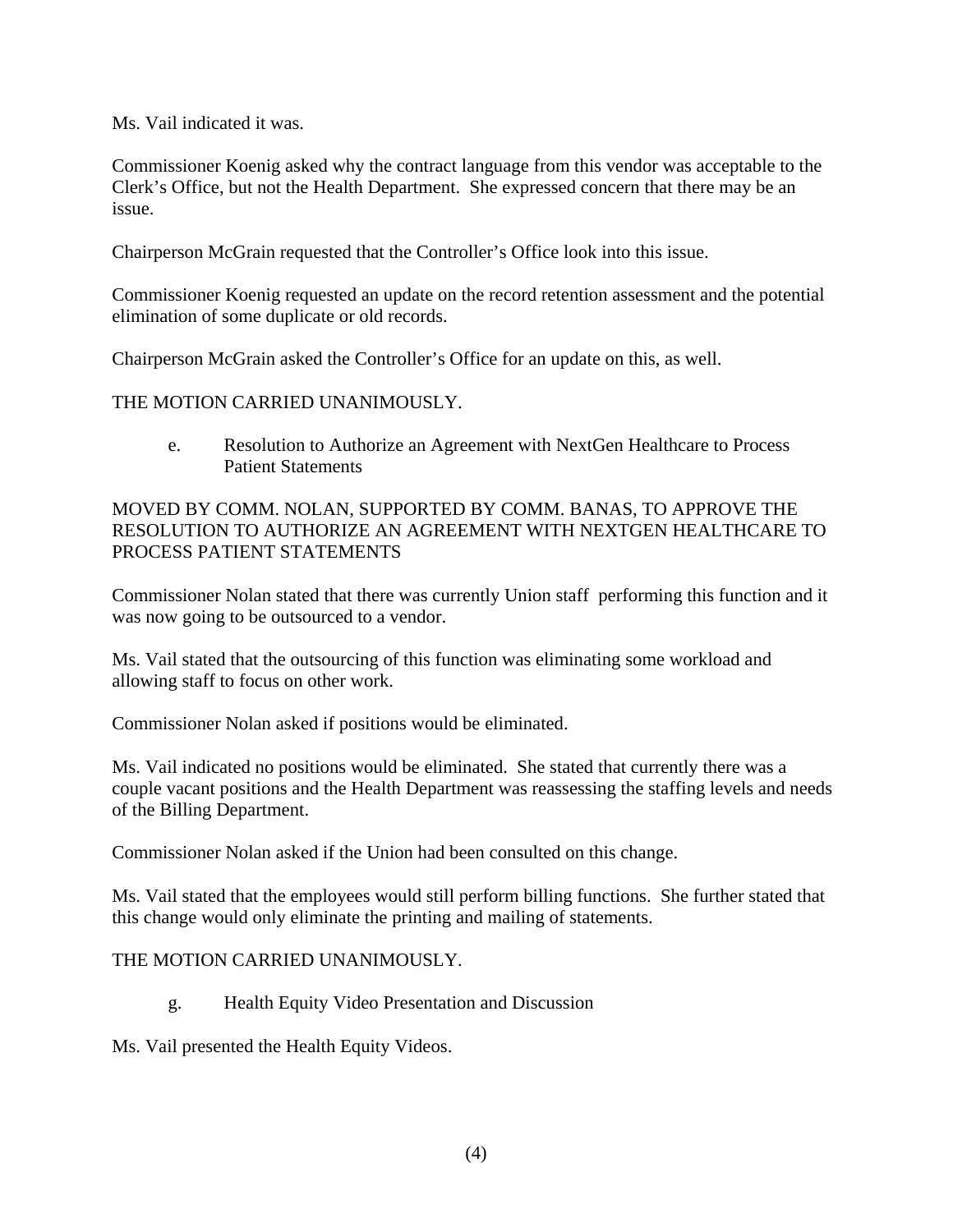Ms. Vail indicated it was.

Commissioner Koenig asked why the contract language from this vendor was acceptable to the Clerk's Office, but not the Health Department. She expressed concern that there may be an issue.

Chairperson McGrain requested that the Controller's Office look into this issue.

Commissioner Koenig requested an update on the record retention assessment and the potential elimination of some duplicate or old records.

Chairperson McGrain asked the Controller's Office for an update on this, as well.

THE MOTION CARRIED UNANIMOUSLY.

e. Resolution to Authorize an Agreement with NextGen Healthcare to Process Patient Statements

MOVED BY COMM. NOLAN, SUPPORTED BY COMM. BANAS, TO APPROVE THE RESOLUTION TO AUTHORIZE AN AGREEMENT WITH NEXTGEN HEALTHCARE TO PROCESS PATIENT STATEMENTS

Commissioner Nolan stated that there was currently Union staff performing this function and it was now going to be outsourced to a vendor.

Ms. Vail stated that the outsourcing of this function was eliminating some workload and allowing staff to focus on other work.

Commissioner Nolan asked if positions would be eliminated.

Ms. Vail indicated no positions would be eliminated. She stated that currently there was a couple vacant positions and the Health Department was reassessing the staffing levels and needs of the Billing Department.

Commissioner Nolan asked if the Union had been consulted on this change.

Ms. Vail stated that the employees would still perform billing functions. She further stated that this change would only eliminate the printing and mailing of statements.

THE MOTION CARRIED UNANIMOUSLY.

g. Health Equity Video Presentation and Discussion

Ms. Vail presented the Health Equity Videos.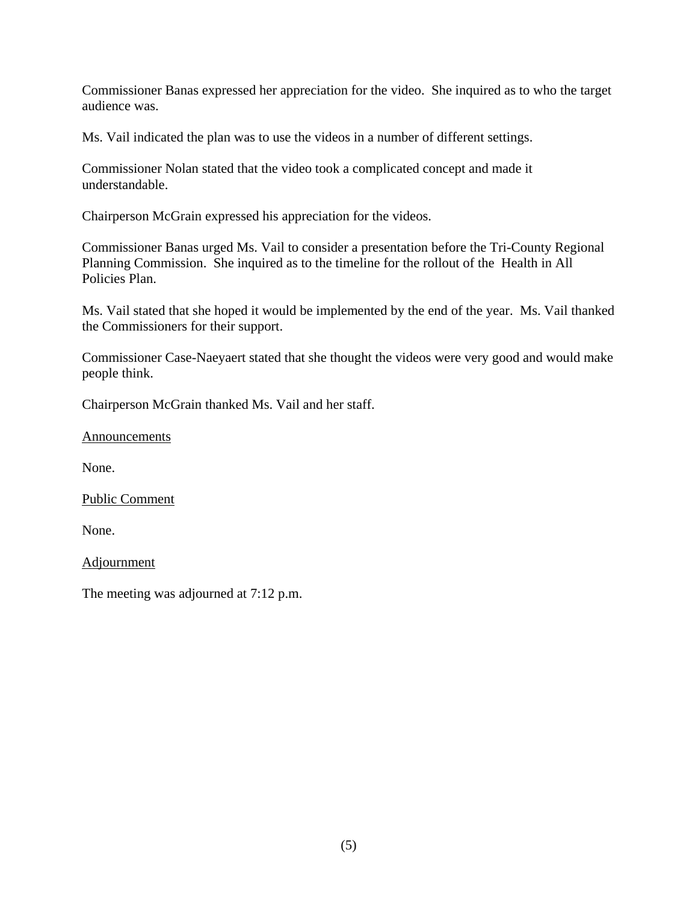Commissioner Banas expressed her appreciation for the video. She inquired as to who the target audience was.

Ms. Vail indicated the plan was to use the videos in a number of different settings.

Commissioner Nolan stated that the video took a complicated concept and made it understandable.

Chairperson McGrain expressed his appreciation for the videos.

Commissioner Banas urged Ms. Vail to consider a presentation before the Tri-County Regional Planning Commission. She inquired as to the timeline for the rollout of the Health in All Policies Plan.

Ms. Vail stated that she hoped it would be implemented by the end of the year. Ms. Vail thanked the Commissioners for their support.

Commissioner Case-Naeyaert stated that she thought the videos were very good and would make people think.

Chairperson McGrain thanked Ms. Vail and her staff.

Announcements

None.

Public Comment

None.

Adjournment

The meeting was adjourned at 7:12 p.m.